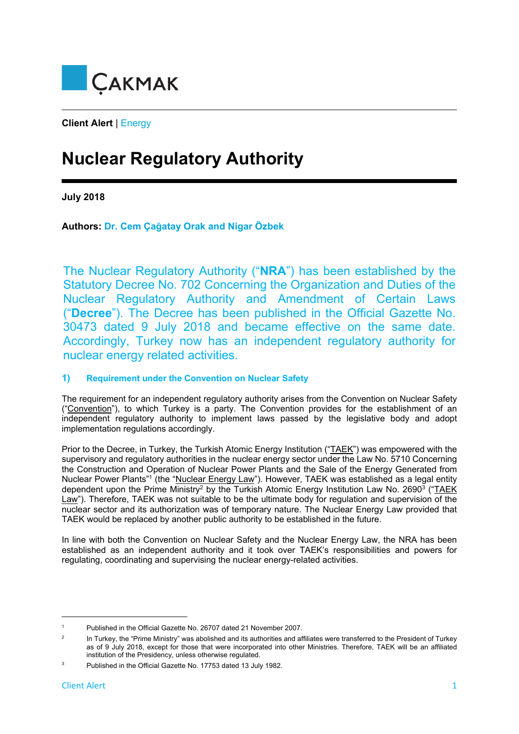ÇAKMAK

**Client Alert** | Energy

# Nuclear Regulatory Authority

**July 2018**

**Authors:** **Dr. Cem Çağatay Orak and Nigar Özbek**

The Nuclear Regulatory Authority ("**NRA**") has been established by the Statutory Decree No. 702 Concerning the Organization and Duties of the Nuclear Regulatory Authority and Amendment of Certain Laws ("**Decree**"). The Decree has been published in the Official Gazette No. 30473 dated 9 July 2018 and became effective on the same date. Accordingly, Turkey now has an independent regulatory authority for nuclear energy related activities.

## 1) Requirement under the Convention on Nuclear Safety

The requirement for an independent regulatory authority arises from the Convention on Nuclear Safety ("Convention"), to which Turkey is a party. The Convention provides for the establishment of an independent regulatory authority to implement laws passed by the legislative body and adopt implementation regulations accordingly.

Prior to the Decree, in Turkey, the Turkish Atomic Energy Institution ("TAEK") was empowered with the supervisory and regulatory authorities in the nuclear energy sector under the Law No. 5710 Concerning the Construction and Operation of Nuclear Power Plants and the Sale of the Energy Generated from Nuclear Power Plants"[1] (the "Nuclear Energy Law"). However, TAEK was established as a legal entity dependent upon the Prime Ministry[2] by the Turkish Atomic Energy Institution Law No. 2690[3] ("TAEK Law"). Therefore, TAEK was not suitable to be the ultimate body for regulation and supervision of the nuclear sector and its authorization was of temporary nature. The Nuclear Energy Law provided that TAEK would be replaced by another public authority to be established in the future.

In line with both the Convention on Nuclear Safety and the Nuclear Energy Law, the NRA has been established as an independent authority and it took over TAEK's responsibilities and powers for regulating, coordinating and supervising the nuclear energy-related activities.

---

[1] Published in the Official Gazette No. 26707 dated 21 November 2007.

[2] In Turkey, the "Prime Ministry" was abolished and its authorities and affiliates were transferred to the President of Turkey as of 9 July 2018, except for those that were incorporated into other Ministries. Therefore, TAEK will be an affiliated institution of the Presidency, unless otherwise regulated.

[3] Published in the Official Gazette No. 17753 dated 13 July 1982.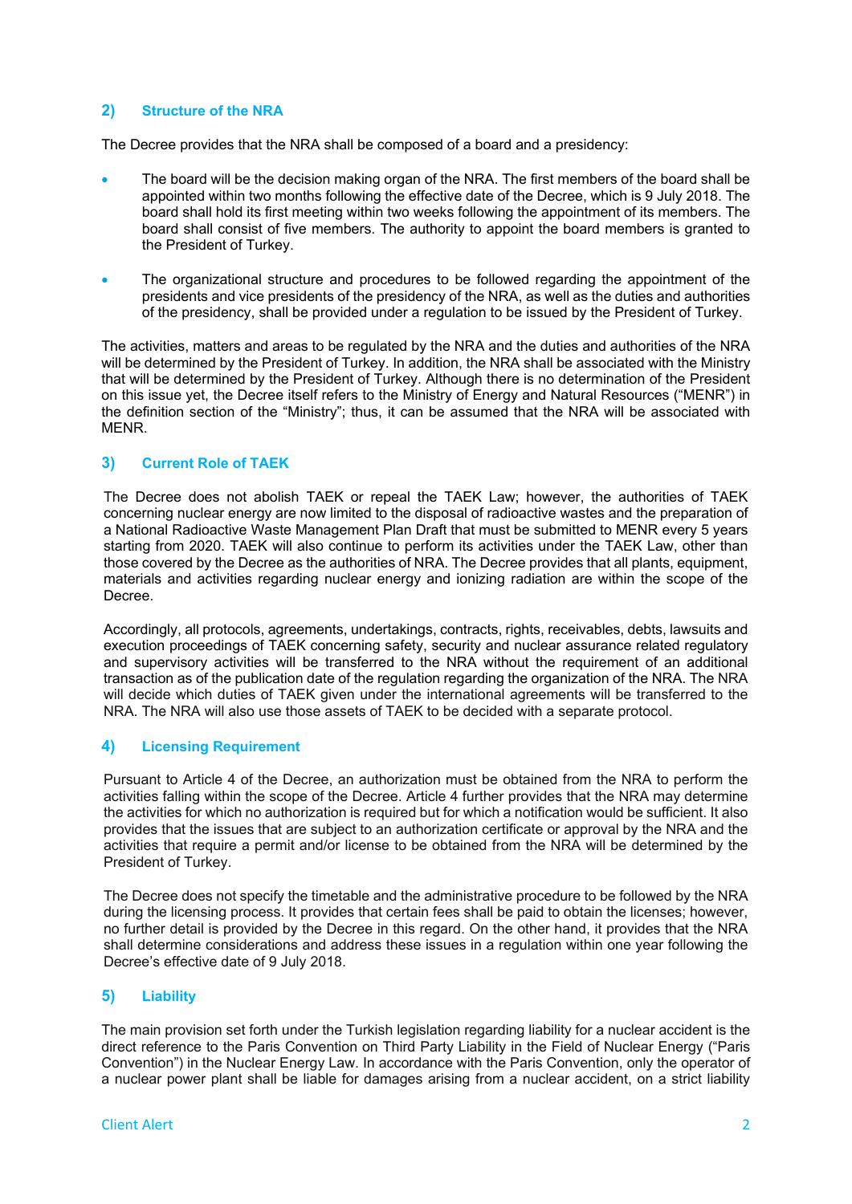## 2) Structure of the NRA

The Decree provides that the NRA shall be composed of a board and a presidency:

- The board will be the decision making organ of the NRA. The first members of the board shall be appointed within two months following the effective date of the Decree, which is 9 July 2018. The board shall hold its first meeting within two weeks following the appointment of its members. The board shall consist of five members. The authority to appoint the board members is granted to the President of Turkey.
- The organizational structure and procedures to be followed regarding the appointment of the presidents and vice presidents of the presidency of the NRA, as well as the duties and authorities of the presidency, shall be provided under a regulation to be issued by the President of Turkey.

The activities, matters and areas to be regulated by the NRA and the duties and authorities of the NRA will be determined by the President of Turkey. In addition, the NRA shall be associated with the Ministry that will be determined by the President of Turkey. Although there is no determination of the President on this issue yet, the Decree itself refers to the Ministry of Energy and Natural Resources ("MENR") in the definition section of the "Ministry"; thus, it can be assumed that the NRA will be associated with MENR.

## 3) Current Role of TAEK

The Decree does not abolish TAEK or repeal the TAEK Law; however, the authorities of TAEK concerning nuclear energy are now limited to the disposal of radioactive wastes and the preparation of a National Radioactive Waste Management Plan Draft that must be submitted to MENR every 5 years starting from 2020. TAEK will also continue to perform its activities under the TAEK Law, other than those covered by the Decree as the authorities of NRA. The Decree provides that all plants, equipment, materials and activities regarding nuclear energy and ionizing radiation are within the scope of the Decree.

Accordingly, all protocols, agreements, undertakings, contracts, rights, receivables, debts, lawsuits and execution proceedings of TAEK concerning safety, security and nuclear assurance related regulatory and supervisory activities will be transferred to the NRA without the requirement of an additional transaction as of the publication date of the regulation regarding the organization of the NRA. The NRA will decide which duties of TAEK given under the international agreements will be transferred to the NRA. The NRA will also use those assets of TAEK to be decided with a separate protocol.

## 4) Licensing Requirement

Pursuant to Article 4 of the Decree, an authorization must be obtained from the NRA to perform the activities falling within the scope of the Decree. Article 4 further provides that the NRA may determine the activities for which no authorization is required but for which a notification would be sufficient. It also provides that the issues that are subject to an authorization certificate or approval by the NRA and the activities that require a permit and/or license to be obtained from the NRA will be determined by the President of Turkey.

The Decree does not specify the timetable and the administrative procedure to be followed by the NRA during the licensing process. It provides that certain fees shall be paid to obtain the licenses; however, no further detail is provided by the Decree in this regard. On the other hand, it provides that the NRA shall determine considerations and address these issues in a regulation within one year following the Decree's effective date of 9 July 2018.

## 5) Liability

The main provision set forth under the Turkish legislation regarding liability for a nuclear accident is the direct reference to the Paris Convention on Third Party Liability in the Field of Nuclear Energy ("Paris Convention") in the Nuclear Energy Law. In accordance with the Paris Convention, only the operator of a nuclear power plant shall be liable for damages arising from a nuclear accident, on a strict liability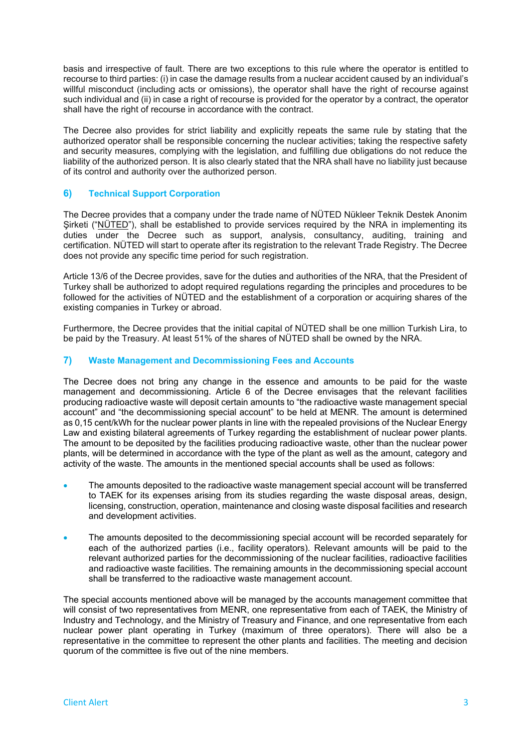basis and irrespective of fault. There are two exceptions to this rule where the operator is entitled to recourse to third parties: (i) in case the damage results from a nuclear accident caused by an individual's willful misconduct (including acts or omissions), the operator shall have the right of recourse against such individual and (ii) in case a right of recourse is provided for the operator by a contract, the operator shall have the right of recourse in accordance with the contract.

The Decree also provides for strict liability and explicitly repeats the same rule by stating that the authorized operator shall be responsible concerning the nuclear activities; taking the respective safety and security measures, complying with the legislation, and fulfilling due obligations do not reduce the liability of the authorized person. It is also clearly stated that the NRA shall have no liability just because of its control and authority over the authorized person.

## 6) Technical Support Corporation

The Decree provides that a company under the trade name of NÜTED Nükleer Teknik Destek Anonim Şirketi ("NÜTED"), shall be established to provide services required by the NRA in implementing its duties under the Decree such as support, analysis, consultancy, auditing, training and certification. NÜTED will start to operate after its registration to the relevant Trade Registry. The Decree does not provide any specific time period for such registration.

Article 13/6 of the Decree provides, save for the duties and authorities of the NRA, that the President of Turkey shall be authorized to adopt required regulations regarding the principles and procedures to be followed for the activities of NÜTED and the establishment of a corporation or acquiring shares of the existing companies in Turkey or abroad.

Furthermore, the Decree provides that the initial capital of NÜTED shall be one million Turkish Lira, to be paid by the Treasury. At least 51% of the shares of NÜTED shall be owned by the NRA.

## 7) Waste Management and Decommissioning Fees and Accounts

The Decree does not bring any change in the essence and amounts to be paid for the waste management and decommissioning. Article 6 of the Decree envisages that the relevant facilities producing radioactive waste will deposit certain amounts to "the radioactive waste management special account" and "the decommissioning special account" to be held at MENR. The amount is determined as 0,15 cent/kWh for the nuclear power plants in line with the repealed provisions of the Nuclear Energy Law and existing bilateral agreements of Turkey regarding the establishment of nuclear power plants. The amount to be deposited by the facilities producing radioactive waste, other than the nuclear power plants, will be determined in accordance with the type of the plant as well as the amount, category and activity of the waste. The amounts in the mentioned special accounts shall be used as follows:

- The amounts deposited to the radioactive waste management special account will be transferred to TAEK for its expenses arising from its studies regarding the waste disposal areas, design, licensing, construction, operation, maintenance and closing waste disposal facilities and research and development activities.
- The amounts deposited to the decommissioning special account will be recorded separately for each of the authorized parties (i.e., facility operators). Relevant amounts will be paid to the relevant authorized parties for the decommissioning of the nuclear facilities, radioactive facilities and radioactive waste facilities. The remaining amounts in the decommissioning special account shall be transferred to the radioactive waste management account.

The special accounts mentioned above will be managed by the accounts management committee that will consist of two representatives from MENR, one representative from each of TAEK, the Ministry of Industry and Technology, and the Ministry of Treasury and Finance, and one representative from each nuclear power plant operating in Turkey (maximum of three operators). There will also be a representative in the committee to represent the other plants and facilities. The meeting and decision quorum of the committee is five out of the nine members.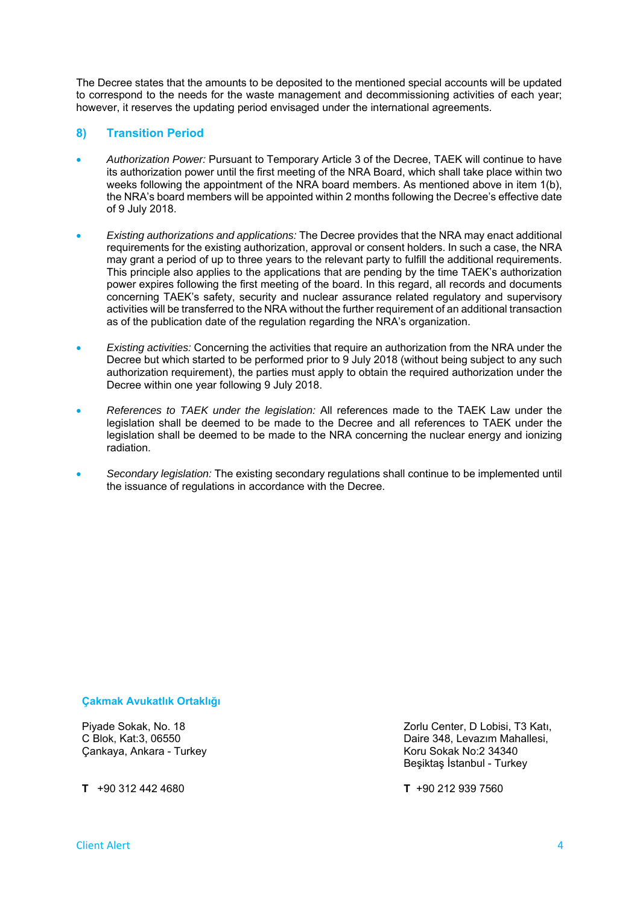The Decree states that the amounts to be deposited to the mentioned special accounts will be updated to correspond to the needs for the waste management and decommissioning activities of each year; however, it reserves the updating period envisaged under the international agreements.

## 8) Transition Period

- *Authorization Power:* Pursuant to Temporary Article 3 of the Decree, TAEK will continue to have its authorization power until the first meeting of the NRA Board, which shall take place within two weeks following the appointment of the NRA board members. As mentioned above in item 1(b), the NRA's board members will be appointed within 2 months following the Decree's effective date of 9 July 2018.

- *Existing authorizations and applications:* The Decree provides that the NRA may enact additional requirements for the existing authorization, approval or consent holders. In such a case, the NRA may grant a period of up to three years to the relevant party to fulfill the additional requirements. This principle also applies to the applications that are pending by the time TAEK's authorization power expires following the first meeting of the board. In this regard, all records and documents concerning TAEK's safety, security and nuclear assurance related regulatory and supervisory activities will be transferred to the NRA without the further requirement of an additional transaction as of the publication date of the regulation regarding the NRA's organization.

- *Existing activities:* Concerning the activities that require an authorization from the NRA under the Decree but which started to be performed prior to 9 July 2018 (without being subject to any such authorization requirement), the parties must apply to obtain the required authorization under the Decree within one year following 9 July 2018.

- *References to TAEK under the legislation:* All references made to the TAEK Law under the legislation shall be deemed to be made to the Decree and all references to TAEK under the legislation shall be deemed to be made to the NRA concerning the nuclear energy and ionizing radiation.

- *Secondary legislation:* The existing secondary regulations shall continue to be implemented until the issuance of regulations in accordance with the Decree.

**Çakmak Avukatlık Ortaklığı**

Piyade Sokak, No. 18
C Blok, Kat:3, 06550
Çankaya, Ankara - Turkey

**T** +90 312 442 4680

Zorlu Center, D Lobisi, T3 Katı,
Daire 348, Levazım Mahallesi,
Koru Sokak No:2 34340
Beşiktaş İstanbul - Turkey

**T** +90 212 939 7560